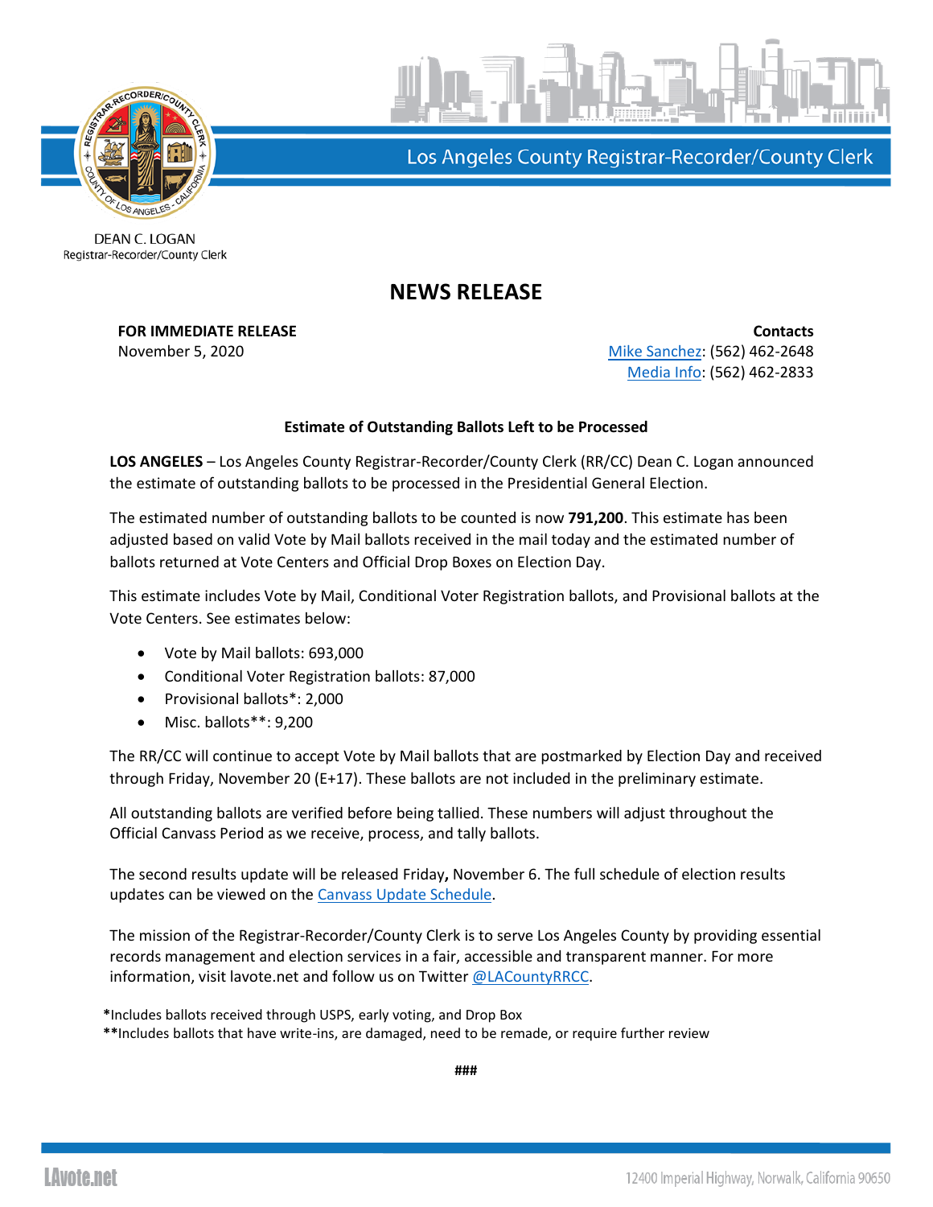Los Angeles County Registrar-Recorder/County Clerk

DEAN C. LOGAN
Registrar-Recorder/County Clerk

# NEWS RELEASE

**FOR IMMEDIATE RELEASE**
November 5, 2020

**Contacts**
Mike Sanchez: (562) 462-2648
Media Info: (562) 462-2833

**Estimate of Outstanding Ballots Left to be Processed**

**LOS ANGELES** – Los Angeles County Registrar-Recorder/County Clerk (RR/CC) Dean C. Logan announced the estimate of outstanding ballots to be processed in the Presidential General Election.

The estimated number of outstanding ballots to be counted is now **791,200**. This estimate has been adjusted based on valid Vote by Mail ballots received in the mail today and the estimated number of ballots returned at Vote Centers and Official Drop Boxes on Election Day.

This estimate includes Vote by Mail, Conditional Voter Registration ballots, and Provisional ballots at the Vote Centers. See estimates below:

- Vote by Mail ballots: 693,000
- Conditional Voter Registration ballots: 87,000
- Provisional ballots*: 2,000
- Misc. ballots**: 9,200

The RR/CC will continue to accept Vote by Mail ballots that are postmarked by Election Day and received through Friday, November 20 (E+17). These ballots are not included in the preliminary estimate.

All outstanding ballots are verified before being tallied. These numbers will adjust throughout the Official Canvass Period as we receive, process, and tally ballots.

The second results update will be released Friday**,** November 6. The full schedule of election results updates can be viewed on the Canvass Update Schedule.

The mission of the Registrar-Recorder/County Clerk is to serve Los Angeles County by providing essential records management and election services in a fair, accessible and transparent manner. For more information, visit lavote.net and follow us on Twitter @LACountyRRCC.

**\***Includes ballots received through USPS, early voting, and Drop Box
**\*\***Includes ballots that have write-ins, are damaged, need to be remade, or require further review

###

LAvote.net — 12400 Imperial Highway, Norwalk, California 90650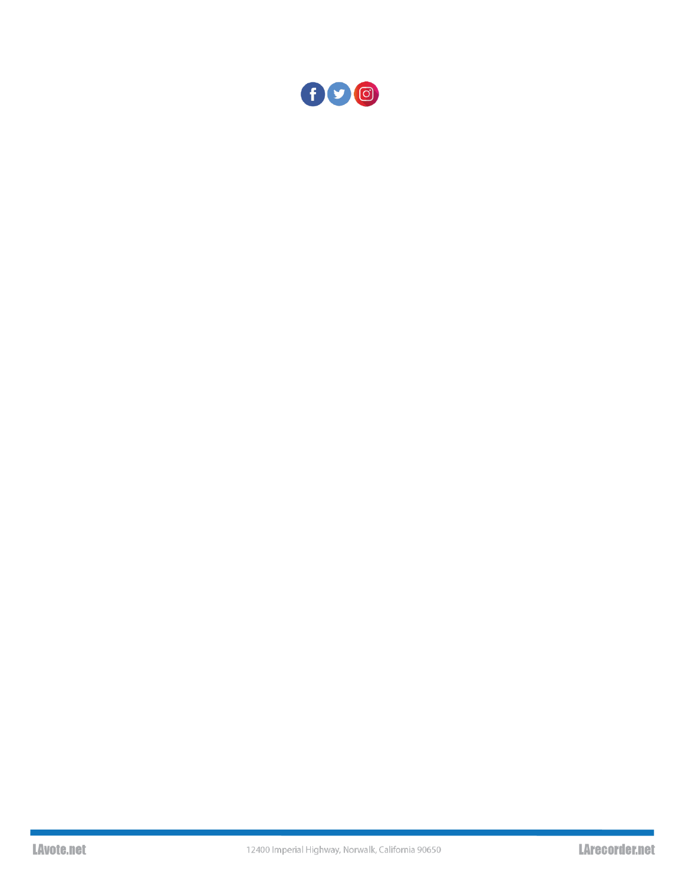LAvote.net

12400 Imperial Highway, Norwalk, California 90650

LArecorder.net